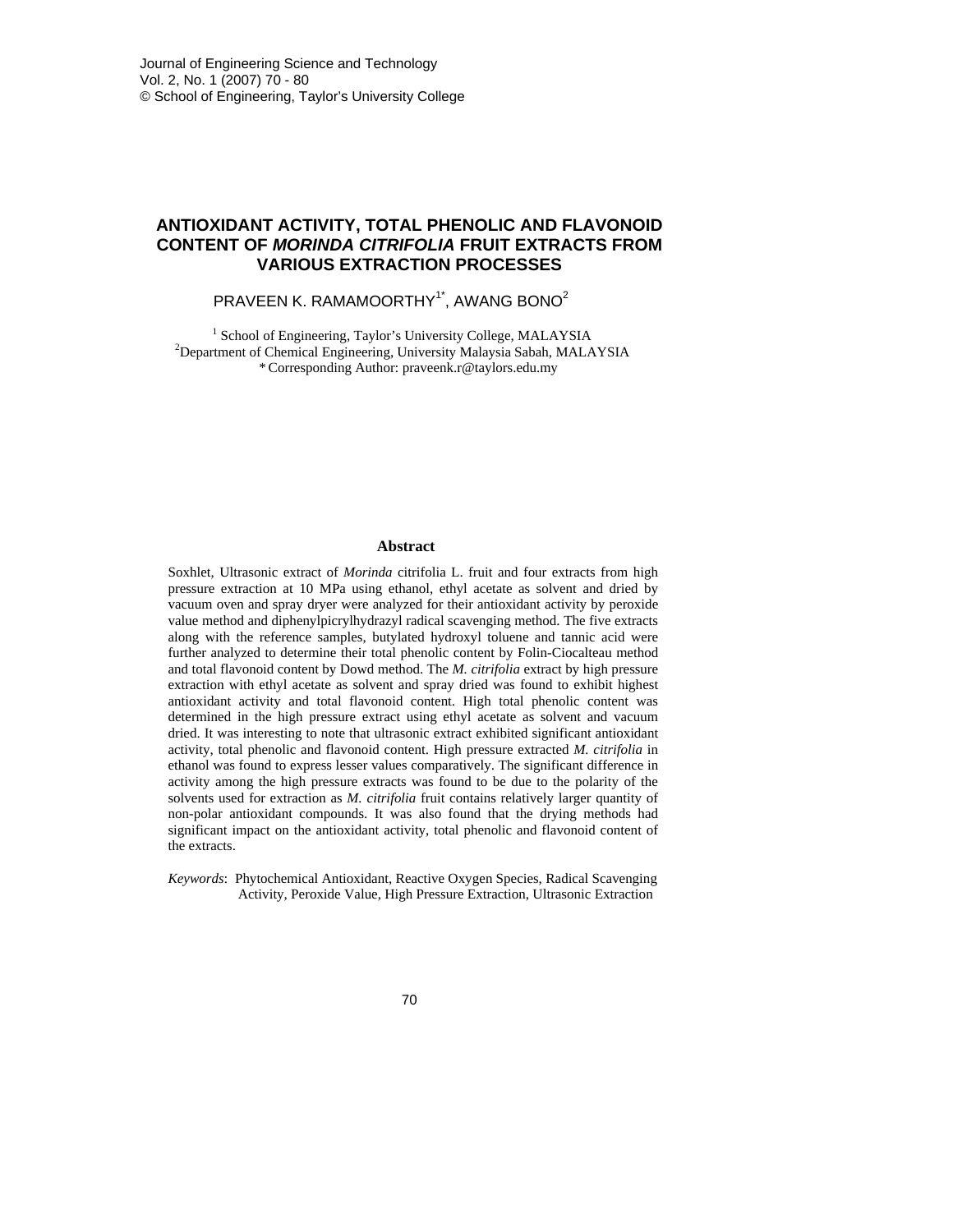# ANTIOXIDANT ACTIVITY, TOTAL PHENOLIC AND FLAVONOID CONTENT OF *MORINDA CITRIFOLIA* FRUIT EXTRACTS FROM VARIOUS EXTRACTION PROCESSES

PRAVEEN K. RAMAMOORTHY[1*], AWANG BONO[2]

[1] School of Engineering, Taylor's University College, MALAYSIA
[2]Department of Chemical Engineering, University Malaysia Sabah, MALAYSIA
*Corresponding Author: praveenk.r@taylors.edu.my

## Abstract

Soxhlet, Ultrasonic extract of *Morinda* citrifolia L. fruit and four extracts from high pressure extraction at 10 MPa using ethanol, ethyl acetate as solvent and dried by vacuum oven and spray dryer were analyzed for their antioxidant activity by peroxide value method and diphenylpicrylhydrazyl radical scavenging method. The five extracts along with the reference samples, butylated hydroxyl toluene and tannic acid were further analyzed to determine their total phenolic content by Folin-Ciocalteau method and total flavonoid content by Dowd method. The *M. citrifolia* extract by high pressure extraction with ethyl acetate as solvent and spray dried was found to exhibit highest antioxidant activity and total flavonoid content. High total phenolic content was determined in the high pressure extract using ethyl acetate as solvent and vacuum dried. It was interesting to note that ultrasonic extract exhibited significant antioxidant activity, total phenolic and flavonoid content. High pressure extracted *M. citrifolia* in ethanol was found to express lesser values comparatively. The significant difference in activity among the high pressure extracts was found to be due to the polarity of the solvents used for extraction as *M. citrifolia* fruit contains relatively larger quantity of non-polar antioxidant compounds. It was also found that the drying methods had significant impact on the antioxidant activity, total phenolic and flavonoid content of the extracts.

*Keywords*: Phytochemical Antioxidant, Reactive Oxygen Species, Radical Scavenging Activity, Peroxide Value, High Pressure Extraction, Ultrasonic Extraction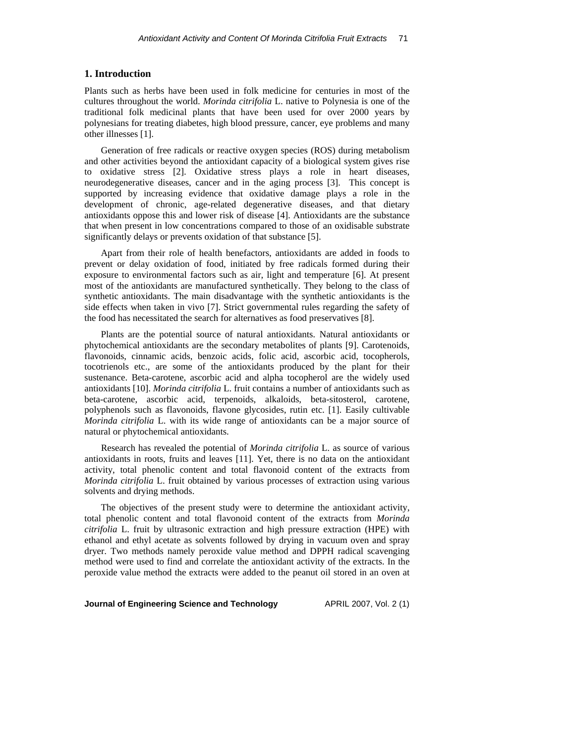## 1. Introduction

Plants such as herbs have been used in folk medicine for centuries in most of the cultures throughout the world. *Morinda citrifolia* L. native to Polynesia is one of the traditional folk medicinal plants that have been used for over 2000 years by polynesians for treating diabetes, high blood pressure, cancer, eye problems and many other illnesses [1].

Generation of free radicals or reactive oxygen species (ROS) during metabolism and other activities beyond the antioxidant capacity of a biological system gives rise to oxidative stress [2]. Oxidative stress plays a role in heart diseases, neurodegenerative diseases, cancer and in the aging process [3]. This concept is supported by increasing evidence that oxidative damage plays a role in the development of chronic, age-related degenerative diseases, and that dietary antioxidants oppose this and lower risk of disease [4]. Antioxidants are the substance that when present in low concentrations compared to those of an oxidisable substrate significantly delays or prevents oxidation of that substance [5].

Apart from their role of health benefactors, antioxidants are added in foods to prevent or delay oxidation of food, initiated by free radicals formed during their exposure to environmental factors such as air, light and temperature [6]. At present most of the antioxidants are manufactured synthetically. They belong to the class of synthetic antioxidants. The main disadvantage with the synthetic antioxidants is the side effects when taken in vivo [7]. Strict governmental rules regarding the safety of the food has necessitated the search for alternatives as food preservatives [8].

Plants are the potential source of natural antioxidants. Natural antioxidants or phytochemical antioxidants are the secondary metabolites of plants [9]. Carotenoids, flavonoids, cinnamic acids, benzoic acids, folic acid, ascorbic acid, tocopherols, tocotrienols etc., are some of the antioxidants produced by the plant for their sustenance. Beta-carotene, ascorbic acid and alpha tocopherol are the widely used antioxidants [10]. *Morinda citrifolia* L. fruit contains a number of antioxidants such as beta-carotene, ascorbic acid, terpenoids, alkaloids, beta-sitosterol, carotene, polyphenols such as flavonoids, flavone glycosides, rutin etc. [1]. Easily cultivable *Morinda citrifolia* L. with its wide range of antioxidants can be a major source of natural or phytochemical antioxidants.

Research has revealed the potential of *Morinda citrifolia* L. as source of various antioxidants in roots, fruits and leaves [11]. Yet, there is no data on the antioxidant activity, total phenolic content and total flavonoid content of the extracts from *Morinda citrifolia* L. fruit obtained by various processes of extraction using various solvents and drying methods.

The objectives of the present study were to determine the antioxidant activity, total phenolic content and total flavonoid content of the extracts from *Morinda citrifolia* L. fruit by ultrasonic extraction and high pressure extraction (HPE) with ethanol and ethyl acetate as solvents followed by drying in vacuum oven and spray dryer. Two methods namely peroxide value method and DPPH radical scavenging method were used to find and correlate the antioxidant activity of the extracts. In the peroxide value method the extracts were added to the peanut oil stored in an oven at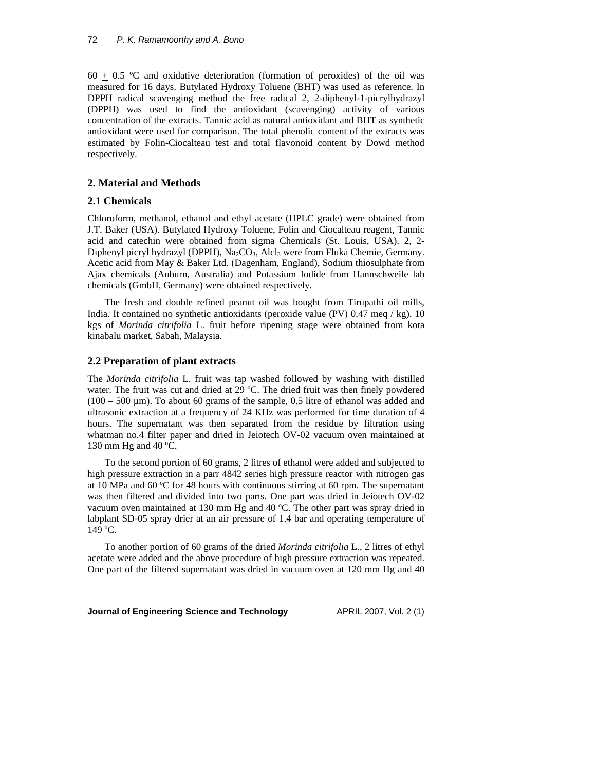60 $\pm$ 0.5 ºC and oxidative deterioration (formation of peroxides) of the oil was measured for 16 days. Butylated Hydroxy Toluene (BHT) was used as reference. In DPPH radical scavenging method the free radical 2, 2-diphenyl-1-picrylhydrazyl (DPPH) was used to find the antioxidant (scavenging) activity of various concentration of the extracts. Tannic acid as natural antioxidant and BHT as synthetic antioxidant were used for comparison. The total phenolic content of the extracts was estimated by Folin-Ciocalteau test and total flavonoid content by Dowd method respectively.

## 2. Material and Methods

### 2.1 Chemicals

Chloroform, methanol, ethanol and ethyl acetate (HPLC grade) were obtained from J.T. Baker (USA). Butylated Hydroxy Toluene, Folin and Ciocalteau reagent, Tannic acid and catechin were obtained from sigma Chemicals (St. Louis, USA). 2, 2-Diphenyl picryl hydrazyl (DPPH), $Na_2CO_3$, $Alcl_3$ were from Fluka Chemie, Germany. Acetic acid from May & Baker Ltd. (Dagenham, England), Sodium thiosulphate from Ajax chemicals (Auburn, Australia) and Potassium Iodide from Hannschweile lab chemicals (GmbH, Germany) were obtained respectively.

The fresh and double refined peanut oil was bought from Tirupathi oil mills, India. It contained no synthetic antioxidants (peroxide value (PV) 0.47 meq / kg). 10 kgs of *Morinda citrifolia* L. fruit before ripening stage were obtained from kota kinabalu market, Sabah, Malaysia.

### 2.2 Preparation of plant extracts

The *Morinda citrifolia* L. fruit was tap washed followed by washing with distilled water. The fruit was cut and dried at 29 ºC. The dried fruit was then finely powdered (100 – 500 µm). To about 60 grams of the sample, 0.5 litre of ethanol was added and ultrasonic extraction at a frequency of 24 KHz was performed for time duration of 4 hours. The supernatant was then separated from the residue by filtration using whatman no.4 filter paper and dried in Jeiotech OV-02 vacuum oven maintained at 130 mm Hg and 40 ºC.

To the second portion of 60 grams, 2 litres of ethanol were added and subjected to high pressure extraction in a parr 4842 series high pressure reactor with nitrogen gas at 10 MPa and 60 ºC for 48 hours with continuous stirring at 60 rpm. The supernatant was then filtered and divided into two parts. One part was dried in Jeiotech OV-02 vacuum oven maintained at 130 mm Hg and 40 ºC. The other part was spray dried in labplant SD-05 spray drier at an air pressure of 1.4 bar and operating temperature of 149 ºC.

To another portion of 60 grams of the dried *Morinda citrifolia* L., 2 litres of ethyl acetate were added and the above procedure of high pressure extraction was repeated. One part of the filtered supernatant was dried in vacuum oven at 120 mm Hg and 40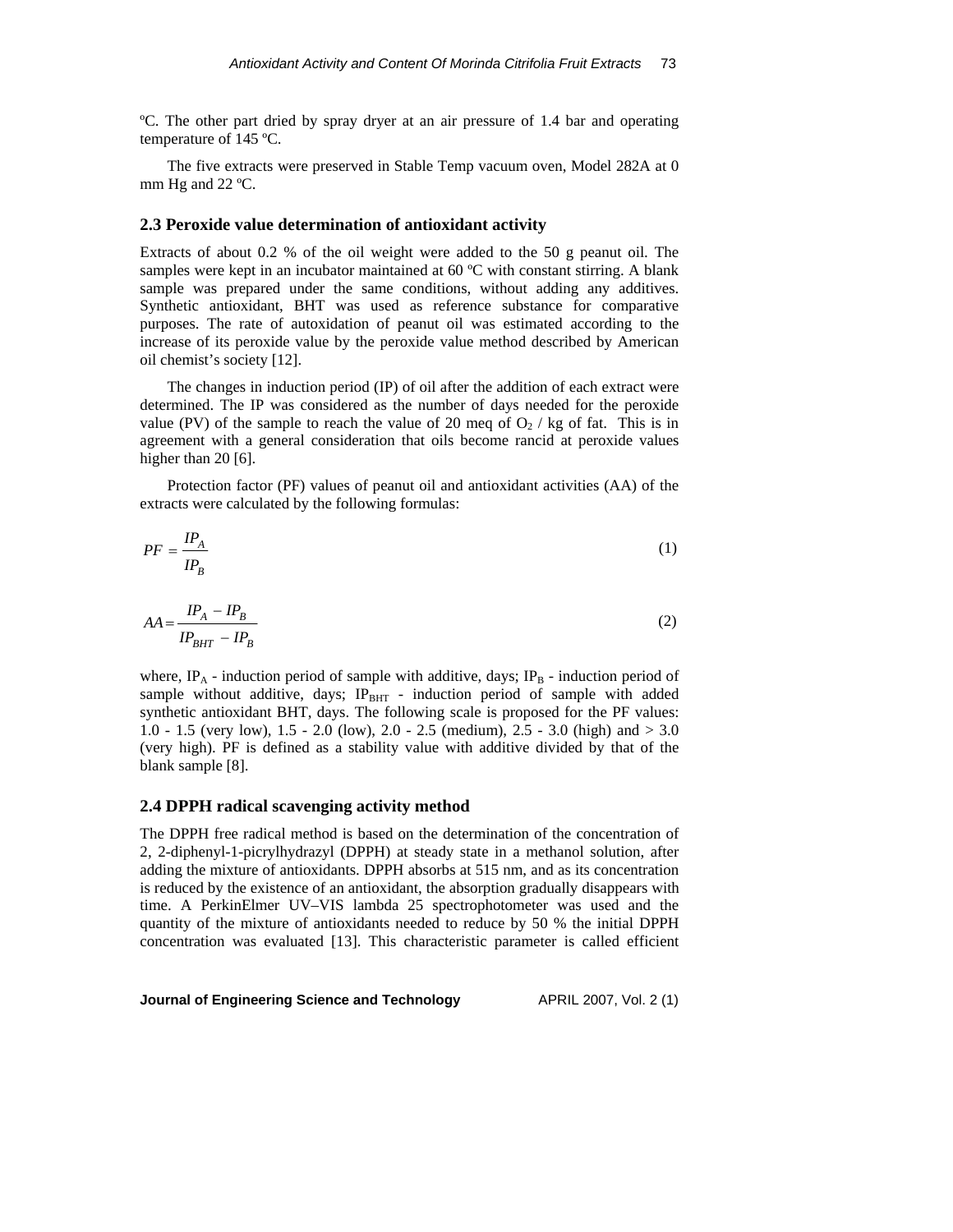ºC. The other part dried by spray dryer at an air pressure of 1.4 bar and operating temperature of 145 ºC.

The five extracts were preserved in Stable Temp vacuum oven, Model 282A at 0 mm Hg and 22 ºC.

### 2.3 Peroxide value determination of antioxidant activity

Extracts of about 0.2 % of the oil weight were added to the 50 g peanut oil. The samples were kept in an incubator maintained at 60 ºC with constant stirring. A blank sample was prepared under the same conditions, without adding any additives. Synthetic antioxidant, BHT was used as reference substance for comparative purposes. The rate of autoxidation of peanut oil was estimated according to the increase of its peroxide value by the peroxide value method described by American oil chemist's society [12].

The changes in induction period (IP) of oil after the addition of each extract were determined. The IP was considered as the number of days needed for the peroxide value (PV) of the sample to reach the value of 20 meq of $O_2$ / kg of fat. This is in agreement with a general consideration that oils become rancid at peroxide values higher than 20 [6].

Protection factor (PF) values of peanut oil and antioxidant activities (AA) of the extracts were calculated by the following formulas:

$$PF = \frac{IP_A}{IP_B} \tag{1}$$

$$AA = \frac{IP_A - IP_B}{IP_{BHT} - IP_B} \tag{2}$$

where, $IP_A$ - induction period of sample with additive, days; $IP_B$ - induction period of sample without additive, days; $IP_{BHT}$ - induction period of sample with added synthetic antioxidant BHT, days. The following scale is proposed for the PF values: 1.0 - 1.5 (very low), 1.5 - 2.0 (low), 2.0 - 2.5 (medium), 2.5 - 3.0 (high) and > 3.0 (very high). PF is defined as a stability value with additive divided by that of the blank sample [8].

### 2.4 DPPH radical scavenging activity method

The DPPH free radical method is based on the determination of the concentration of 2, 2-diphenyl-1-picrylhydrazyl (DPPH) at steady state in a methanol solution, after adding the mixture of antioxidants. DPPH absorbs at 515 nm, and as its concentration is reduced by the existence of an antioxidant, the absorption gradually disappears with time. A PerkinElmer UV–VIS lambda 25 spectrophotometer was used and the quantity of the mixture of antioxidants needed to reduce by 50 % the initial DPPH concentration was evaluated [13]. This characteristic parameter is called efficient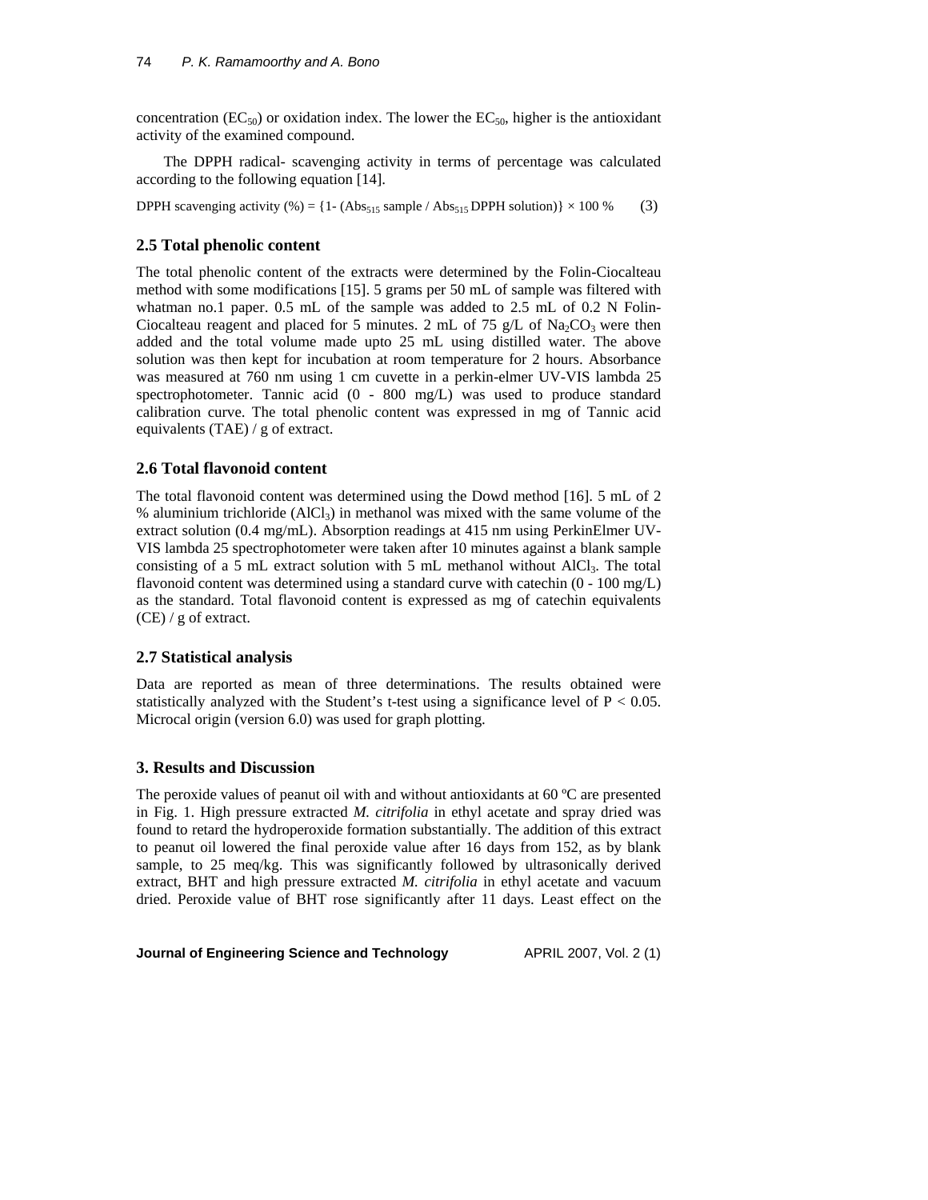concentration ($EC_{50}$) or oxidation index. The lower the $EC_{50}$, higher is the antioxidant activity of the examined compound.

The DPPH radical- scavenging activity in terms of percentage was calculated according to the following equation [14].

$$\text{DPPH scavenging activity (\%)} = \{1- (\text{Abs}_{515}\ \text{sample} / \text{Abs}_{515}\ \text{DPPH solution})\} \times 100\ \% \tag{3}$$

### 2.5 Total phenolic content

The total phenolic content of the extracts were determined by the Folin-Ciocalteau method with some modifications [15]. 5 grams per 50 mL of sample was filtered with whatman no.1 paper. 0.5 mL of the sample was added to 2.5 mL of 0.2 N Folin-Ciocalteau reagent and placed for 5 minutes. 2 mL of 75 g/L of $Na_2CO_3$ were then added and the total volume made upto 25 mL using distilled water. The above solution was then kept for incubation at room temperature for 2 hours. Absorbance was measured at 760 nm using 1 cm cuvette in a perkin-elmer UV-VIS lambda 25 spectrophotometer. Tannic acid (0 - 800 mg/L) was used to produce standard calibration curve. The total phenolic content was expressed in mg of Tannic acid equivalents (TAE) / g of extract.

### 2.6 Total flavonoid content

The total flavonoid content was determined using the Dowd method [16]. 5 mL of 2 % aluminium trichloride ($AlCl_3$) in methanol was mixed with the same volume of the extract solution (0.4 mg/mL). Absorption readings at 415 nm using PerkinElmer UV-VIS lambda 25 spectrophotometer were taken after 10 minutes against a blank sample consisting of a 5 mL extract solution with 5 mL methanol without $AlCl_3$. The total flavonoid content was determined using a standard curve with catechin (0 - 100 mg/L) as the standard. Total flavonoid content is expressed as mg of catechin equivalents (CE) / g of extract.

### 2.7 Statistical analysis

Data are reported as mean of three determinations. The results obtained were statistically analyzed with the Student's t-test using a significance level of $P < 0.05$. Microcal origin (version 6.0) was used for graph plotting.

## 3. Results and Discussion

The peroxide values of peanut oil with and without antioxidants at 60 ºC are presented in Fig. 1. High pressure extracted *M. citrifolia* in ethyl acetate and spray dried was found to retard the hydroperoxide formation substantially. The addition of this extract to peanut oil lowered the final peroxide value after 16 days from 152, as by blank sample, to 25 meq/kg. This was significantly followed by ultrasonically derived extract, BHT and high pressure extracted *M. citrifolia* in ethyl acetate and vacuum dried. Peroxide value of BHT rose significantly after 11 days. Least effect on the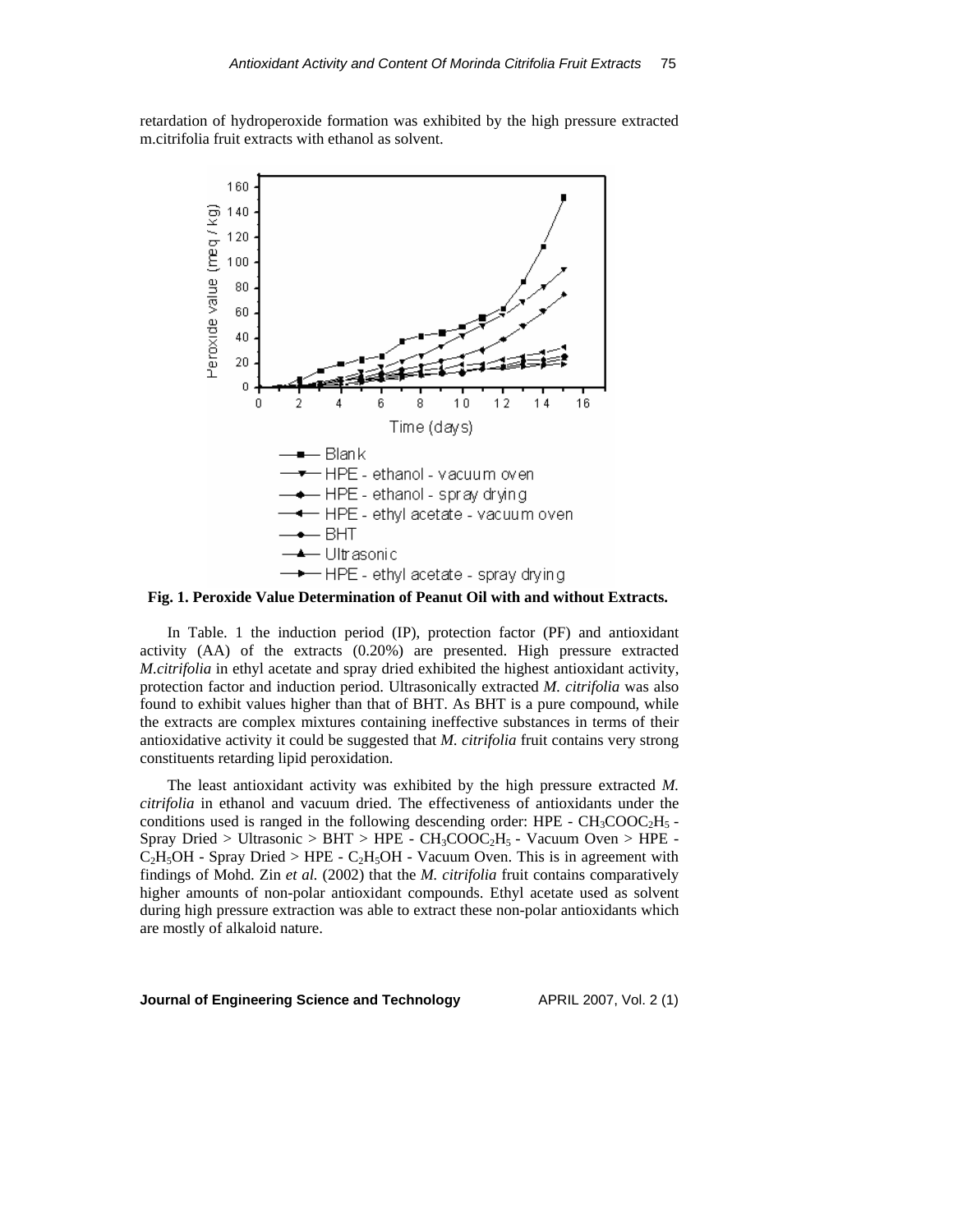retardation of hydroperoxide formation was exhibited by the high pressure extracted m.citrifolia fruit extracts with ethanol as solvent.

**Fig. 1. Peroxide Value Determination of Peanut Oil with and without Extracts.**

In Table. 1 the induction period (IP), protection factor (PF) and antioxidant activity (AA) of the extracts (0.20%) are presented. High pressure extracted *M.citrifolia* in ethyl acetate and spray dried exhibited the highest antioxidant activity, protection factor and induction period. Ultrasonically extracted *M. citrifolia* was also found to exhibit values higher than that of BHT. As BHT is a pure compound, while the extracts are complex mixtures containing ineffective substances in terms of their antioxidative activity it could be suggested that *M. citrifolia* fruit contains very strong constituents retarding lipid peroxidation.

The least antioxidant activity was exhibited by the high pressure extracted *M. citrifolia* in ethanol and vacuum dried. The effectiveness of antioxidants under the conditions used is ranged in the following descending order: HPE - $CH_3COOC_2H_5$ - Spray Dried > Ultrasonic > BHT > HPE - $CH_3COOC_2H_5$ - Vacuum Oven > HPE - $C_2H_5OH$ - Spray Dried > HPE - $C_2H_5OH$ - Vacuum Oven. This is in agreement with findings of Mohd. Zin *et al.* (2002) that the *M. citrifolia* fruit contains comparatively higher amounts of non-polar antioxidant compounds. Ethyl acetate used as solvent during high pressure extraction was able to extract these non-polar antioxidants which are mostly of alkaloid nature.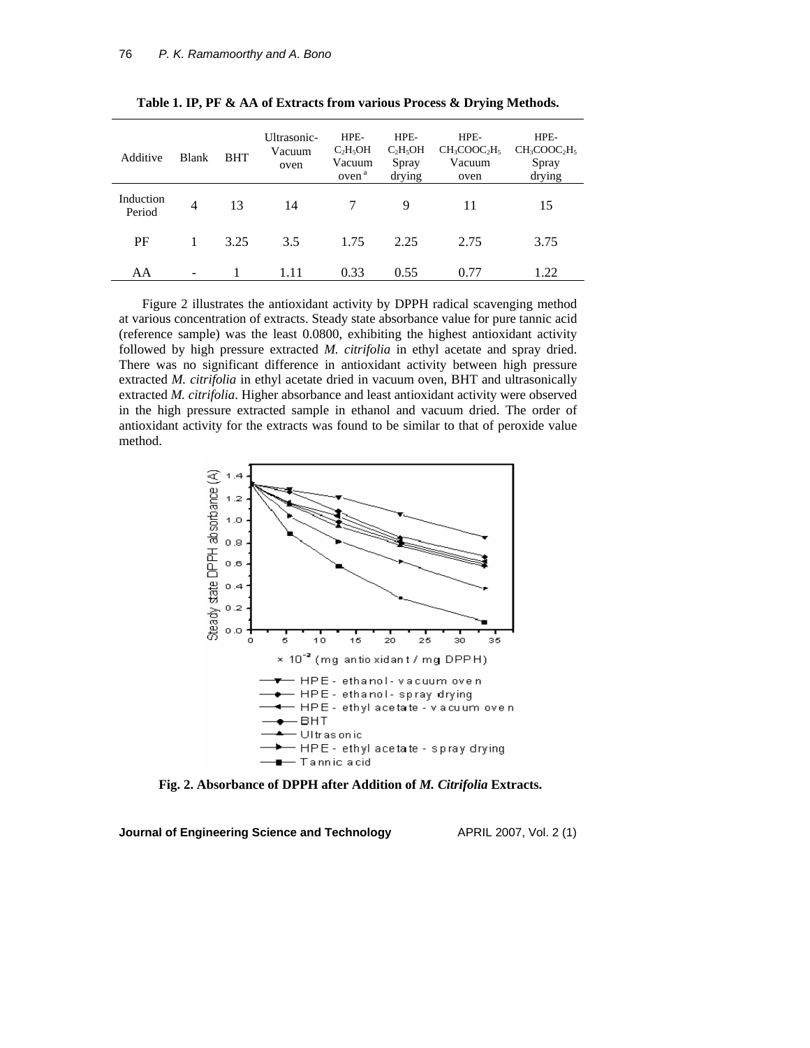**Table 1. IP, PF & AA of Extracts from various Process & Drying Methods.**

| Additive | Blank | BHT | Ultrasonic-Vacuum oven | HPE-$C_2H_5OH$ Vacuum oven [a] | HPE-$C_2H_5OH$ Spray drying | HPE-$CH_3COOC_2H_5$ Vacuum oven | HPE-$CH_3COOC_2H_5$ Spray drying |
|---|---|---|---|---|---|---|---|
| Induction Period | 4 | 13 | 14 | 7 | 9 | 11 | 15 |
| PF | 1 | 3.25 | 3.5 | 1.75 | 2.25 | 2.75 | 3.75 |
| AA | - | 1 | 1.11 | 0.33 | 0.55 | 0.77 | 1.22 |

Figure 2 illustrates the antioxidant activity by DPPH radical scavenging method at various concentration of extracts. Steady state absorbance value for pure tannic acid (reference sample) was the least 0.0800, exhibiting the highest antioxidant activity followed by high pressure extracted *M. citrifolia* in ethyl acetate and spray dried. There was no significant difference in antioxidant activity between high pressure extracted *M. citrifolia* in ethyl acetate dried in vacuum oven, BHT and ultrasonically extracted *M. citrifolia*. Higher absorbance and least antioxidant activity were observed in the high pressure extracted sample in ethanol and vacuum dried. The order of antioxidant activity for the extracts was found to be similar to that of peroxide value method.

**Fig. 2. Absorbance of DPPH after Addition of *M. Citrifolia* Extracts.**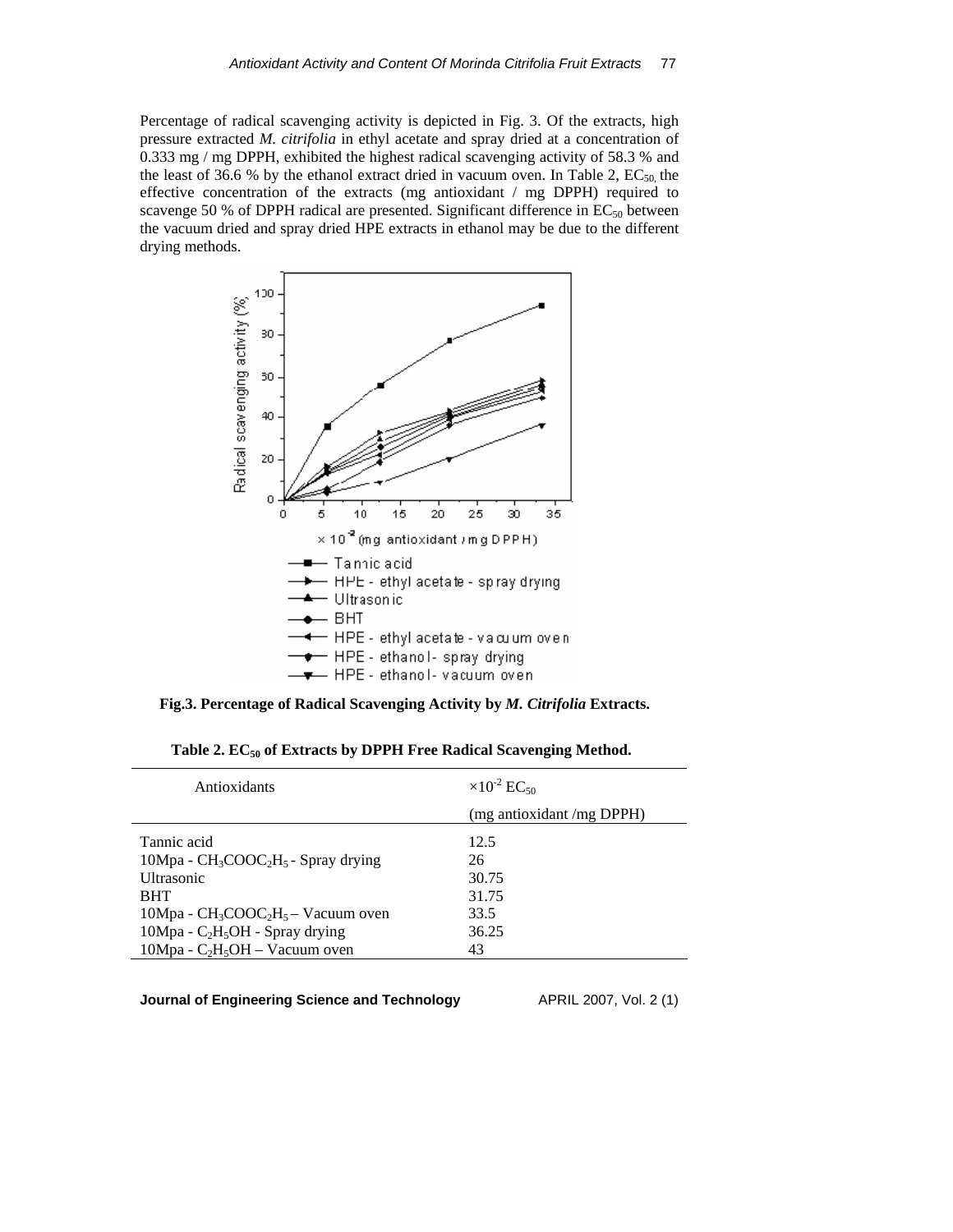Percentage of radical scavenging activity is depicted in Fig. 3. Of the extracts, high pressure extracted *M. citrifolia* in ethyl acetate and spray dried at a concentration of 0.333 mg / mg DPPH, exhibited the highest radical scavenging activity of 58.3 % and the least of 36.6 % by the ethanol extract dried in vacuum oven. In Table 2, $EC_{50,}$ the effective concentration of the extracts (mg antioxidant / mg DPPH) required to scavenge 50 % of DPPH radical are presented. Significant difference in $EC_{50}$ between the vacuum dried and spray dried HPE extracts in ethanol may be due to the different drying methods.

**Fig.3. Percentage of Radical Scavenging Activity by *M. Citrifolia* Extracts.**

**Table 2. $EC_{50}$ of Extracts by DPPH Free Radical Scavenging Method.**

| Antioxidants | $\times 10^{-2}$ $EC_{50}$ (mg antioxidant /mg DPPH) |
|---|---|
| Tannic acid | 12.5 |
| 10Mpa - $CH_3COOC_2H_5$ - Spray drying | 26 |
| Ultrasonic | 30.75 |
| BHT | 31.75 |
| 10Mpa - $CH_3COOC_2H_5$ – Vacuum oven | 33.5 |
| 10Mpa - $C_2H_5OH$ - Spray drying | 36.25 |
| 10Mpa - $C_2H_5OH$ – Vacuum oven | 43 |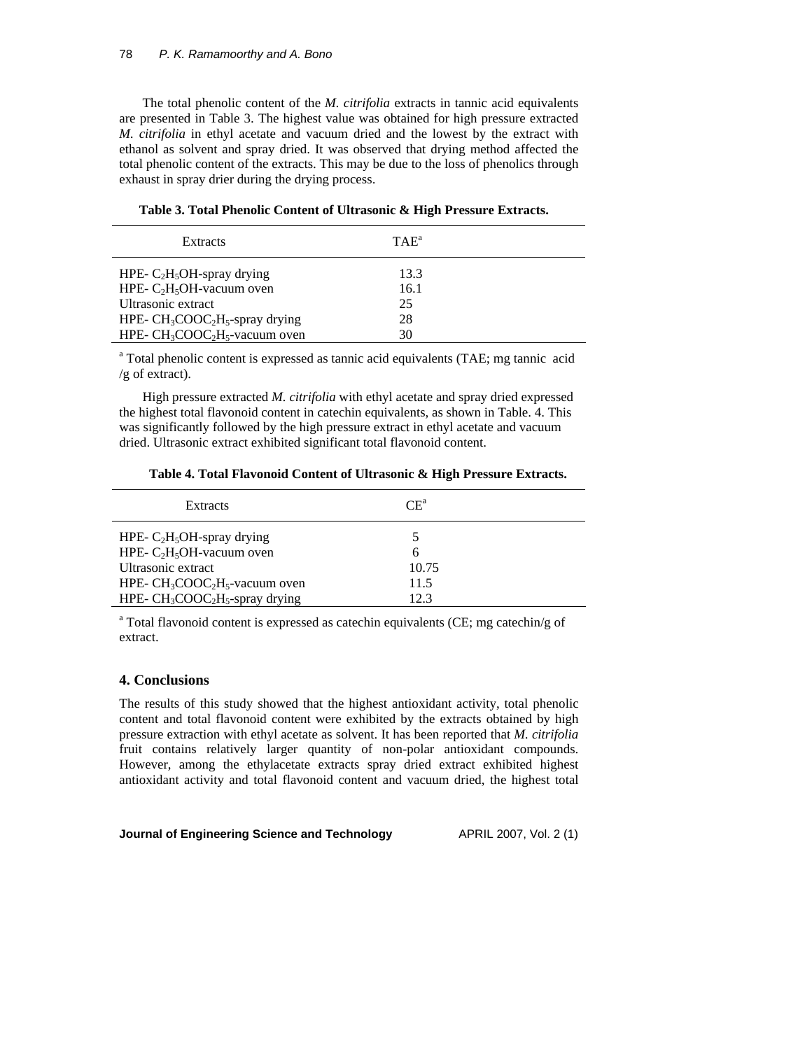The total phenolic content of the *M. citrifolia* extracts in tannic acid equivalents are presented in Table 3. The highest value was obtained for high pressure extracted *M. citrifolia* in ethyl acetate and vacuum dried and the lowest by the extract with ethanol as solvent and spray dried. It was observed that drying method affected the total phenolic content of the extracts. This may be due to the loss of phenolics through exhaust in spray drier during the drying process.

**Table 3. Total Phenolic Content of Ultrasonic & High Pressure Extracts.**

| Extracts | TAE[a] |
|---|---|
| HPE- $C_2H_5OH$-spray drying | 13.3 |
| HPE- $C_2H_5OH$-vacuum oven | 16.1 |
| Ultrasonic extract | 25 |
| HPE- $CH_3COOC_2H_5$-spray drying | 28 |
| HPE- $CH_3COOC_2H_5$-vacuum oven | 30 |

[a] Total phenolic content is expressed as tannic acid equivalents (TAE; mg tannic acid /g of extract).

High pressure extracted *M. citrifolia* with ethyl acetate and spray dried expressed the highest total flavonoid content in catechin equivalents, as shown in Table. 4. This was significantly followed by the high pressure extract in ethyl acetate and vacuum dried. Ultrasonic extract exhibited significant total flavonoid content.

**Table 4. Total Flavonoid Content of Ultrasonic & High Pressure Extracts.**

| Extracts | CE[a] |
|---|---|
| HPE- $C_2H_5OH$-spray drying | 5 |
| HPE- $C_2H_5OH$-vacuum oven | 6 |
| Ultrasonic extract | 10.75 |
| HPE- $CH_3COOC_2H_5$-vacuum oven | 11.5 |
| HPE- $CH_3COOC_2H_5$-spray drying | 12.3 |

[a] Total flavonoid content is expressed as catechin equivalents (CE; mg catechin/g of extract.

## 4. Conclusions

The results of this study showed that the highest antioxidant activity, total phenolic content and total flavonoid content were exhibited by the extracts obtained by high pressure extraction with ethyl acetate as solvent. It has been reported that *M. citrifolia* fruit contains relatively larger quantity of non-polar antioxidant compounds. However, among the ethylacetate extracts spray dried extract exhibited highest antioxidant activity and total flavonoid content and vacuum dried, the highest total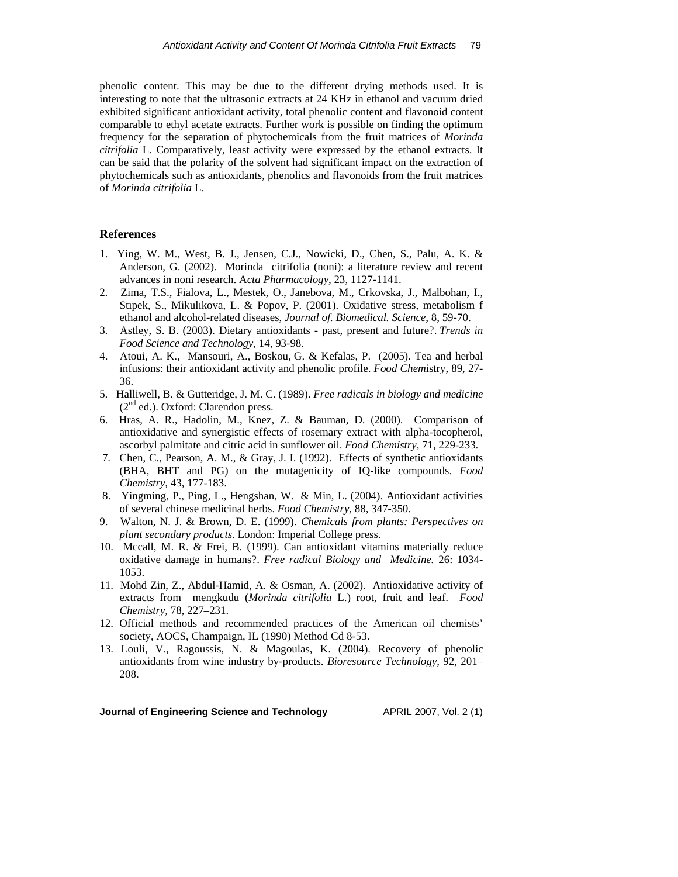phenolic content. This may be due to the different drying methods used. It is interesting to note that the ultrasonic extracts at 24 KHz in ethanol and vacuum dried exhibited significant antioxidant activity, total phenolic content and flavonoid content comparable to ethyl acetate extracts. Further work is possible on finding the optimum frequency for the separation of phytochemicals from the fruit matrices of *Morinda citrifolia* L. Comparatively, least activity were expressed by the ethanol extracts. It can be said that the polarity of the solvent had significant impact on the extraction of phytochemicals such as antioxidants, phenolics and flavonoids from the fruit matrices of *Morinda citrifolia* L.

## References

1. Ying, W. M., West, B. J., Jensen, C.J., Nowicki, D., Chen, S., Palu, A. K. & Anderson, G. (2002). Morinda citrifolia (noni): a literature review and recent advances in noni research. A*cta Pharmacology*, 23, 1127-1141.
2. Zima, T.S., Fialova, L., Mestek, O., Janebova, M., Crkovska, J., Malbohan, I., Stıpek, S., Mikulıkova, L. & Popov, P. (2001). Oxidative stress, metabolism f ethanol and alcohol-related diseases, *Journal of. Biomedical. Science*, 8, 59-70.
3. Astley, S. B. (2003). Dietary antioxidants - past, present and future?. *Trends in Food Science and Technology*, 14, 93-98.
4. Atoui, A. K., Mansouri, A., Boskou, G. & Kefalas, P. (2005). Tea and herbal infusions: their antioxidant activity and phenolic profile. *Food Chem*istry, 89, 27-36.
5. Halliwell, B. & Gutteridge, J. M. C. (1989). *Free radicals in biology and medicine* (2nd ed.). Oxford: Clarendon press.
6. Hras, A. R., Hadolin, M., Knez, Z. & Bauman, D. (2000). Comparison of antioxidative and synergistic effects of rosemary extract with alpha-tocopherol, ascorbyl palmitate and citric acid in sunflower oil. *Food Chemistry*, 71, 229-233.
7. Chen, C., Pearson, A. M., & Gray, J. I. (1992). Effects of synthetic antioxidants (BHA, BHT and PG) on the mutagenicity of IQ-like compounds. *Food Chemistry*, 43, 177-183.
8. Yingming, P., Ping, L., Hengshan, W. & Min, L. (2004). Antioxidant activities of several chinese medicinal herbs. *Food Chemistry*, 88, 347-350.
9. Walton, N. J. & Brown, D. E. (1999). *Chemicals from plants: Perspectives on plant secondary products*. London: Imperial College press.
10. Mccall, M. R. & Frei, B. (1999). Can antioxidant vitamins materially reduce oxidative damage in humans?. *Free radical Biology and Medicine.* 26: 1034-1053.
11. Mohd Zin, Z., Abdul-Hamid, A. & Osman, A. (2002). Antioxidative activity of extracts from mengkudu (*Morinda citrifolia* L.) root, fruit and leaf. *Food Chemistry*, 78, 227–231.
12. Official methods and recommended practices of the American oil chemists' society, AOCS, Champaign, IL (1990) Method Cd 8-53.
13. Louli, V., Ragoussis, N. & Magoulas, K. (2004). Recovery of phenolic antioxidants from wine industry by-products. *Bioresource Technology*, 92, 201–208.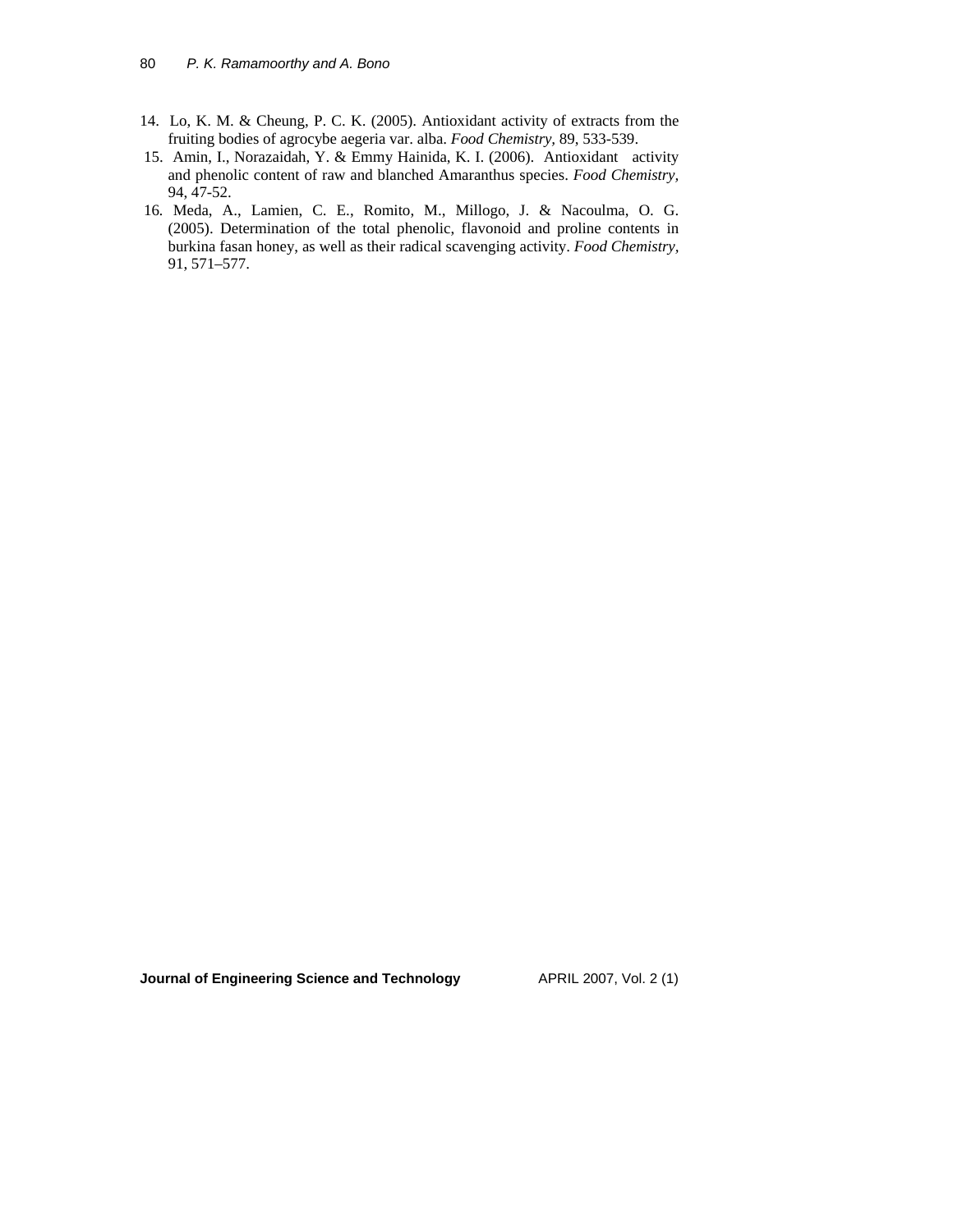14. Lo, K. M. & Cheung, P. C. K. (2005). Antioxidant activity of extracts from the fruiting bodies of agrocybe aegeria var. alba. *Food Chemistry,* 89, 533-539.
15. Amin, I., Norazaidah, Y. & Emmy Hainida, K. I. (2006). Antioxidant activity and phenolic content of raw and blanched Amaranthus species. *Food Chemistry,* 94, 47-52.
16. Meda, A., Lamien, C. E., Romito, M., Millogo, J. & Nacoulma, O. G. (2005). Determination of the total phenolic, flavonoid and proline contents in burkina fasan honey, as well as their radical scavenging activity. *Food Chemistry,* 91, 571–577.